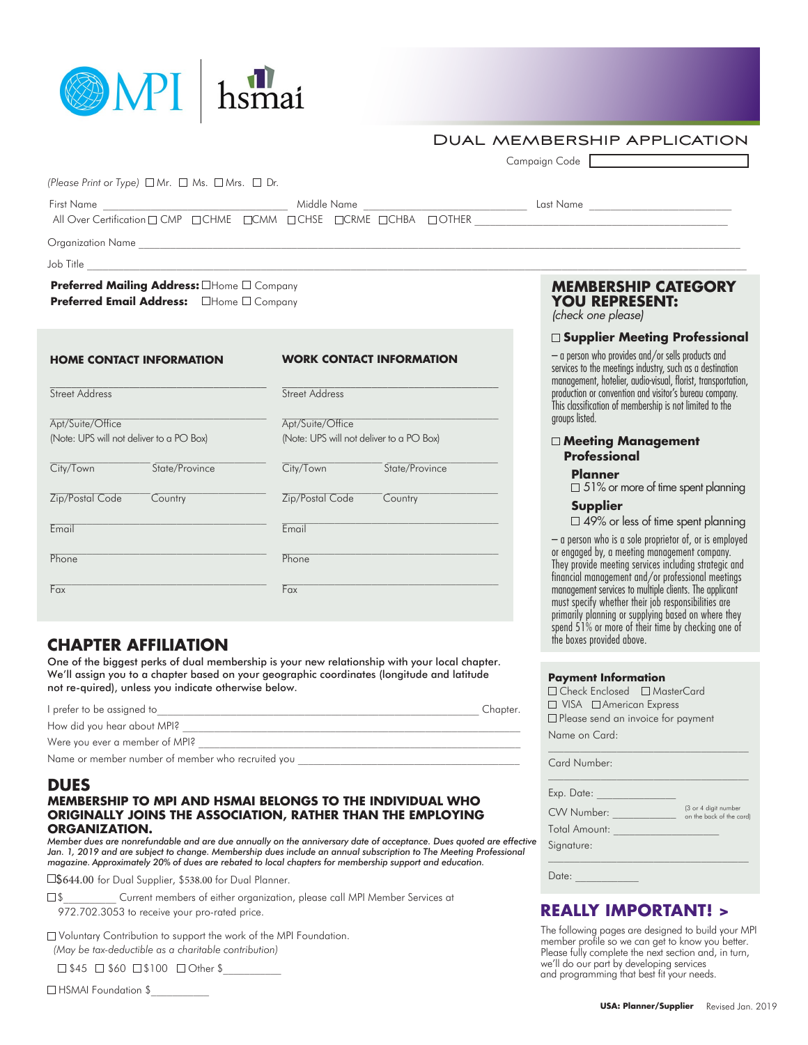MPI | hsmai

# DUAL MEMBERSHIP APPLICATION

Campaign Code ☐

*(Please Print or Type)* ☐ Mr. ☐ Ms. ☐ Mrs. ☐ Dr.

First Name ____________ Middle Name ____________ Last Name ____________

All Over Certification ☐ CMP ☐ CHME ☐ CMM ☐ CHSE ☐ CRME ☐ CHBA ☐ OTHER ____________

Organization Name ____________

Job Title ____________

**Preferred Mailing Address:** ☐ Home ☐ Company

**Preferred Email Address:** ☐ Home ☐ Company

| HOME CONTACT INFORMATION | WORK CONTACT INFORMATION |
|---|---|
| Street Address | Street Address |
| Apt/Suite/Office (Note: UPS will not deliver to a PO Box) | Apt/Suite/Office (Note: UPS will not deliver to a PO Box) |
| City/Town State/Province | City/Town State/Province |
| Zip/Postal Code Country | Zip/Postal Code Country |
| Email | Email |
| Phone | Phone |
| Fax | Fax |

## MEMBERSHIP CATEGORY YOU REPRESENT:

*(check one please)*

☐ **Supplier Meeting Professional**

– a person who provides and/or sells products and services to the meetings industry, such as a destination management, hotelier, audio-visual, florist, transportation, production or convention and visitor's bureau company. This classification of membership is not limited to the groups listed.

☐ **Meeting Management Professional**

**Planner**
☐ 51% or more of time spent planning

**Supplier**
☐ 49% or less of time spent planning

– a person who is a sole proprietor of, or is employed or engaged by, a meeting management company. They provide meeting services including strategic and financial management and/or professional meetings management services to multiple clients. The applicant must specify whether their job responsibilities are primarily planning or supplying based on where they spend 51% or more of their time by checking one of the boxes provided above.

## CHAPTER AFFILIATION

One of the biggest perks of dual membership is your new relationship with your local chapter. We'll assign you to a chapter based on your geographic coordinates (longitude and latitude not re-quired), unless you indicate otherwise below.

I prefer to be assigned to ____________ Chapter.

How did you hear about MPI? ____________

Were you ever a member of MPI? ____________

Name or member number of member who recruited you ____________

## DUES

### MEMBERSHIP TO MPI AND HSMAI BELONGS TO THE INDIVIDUAL WHO ORIGINALLY JOINS THE ASSOCIATION, RATHER THAN THE EMPLOYING ORGANIZATION.

*Member dues are nonrefundable and are due annually on the anniversary date of acceptance. Dues quoted are effective Jan. 1, 2019 and are subject to change. Membership dues include an annual subscription to The Meeting Professional magazine. Approximately 20% of dues are rebated to local chapters for membership support and education.*

☐ $644.00 for Dual Supplier, $538.00 for Dual Planner.

☐ $__________ Current members of either organization, please call MPI Member Services at 972.702.3053 to receive your pro-rated price.

☐ Voluntary Contribution to support the work of the MPI Foundation.
*(May be tax-deductible as a charitable contribution)*

☐ $45 ☐ $60 ☐ $100 ☐ Other $__________

☐ HSMAI Foundation $__________

**Payment Information**

☐ Check Enclosed ☐ MasterCard
☐ VISA ☐ American Express
☐ Please send an invoice for payment

Name on Card: ____________

Card Number: ____________

Exp. Date: ____________

CVV Number: ____________ (3 or 4 digit number on the back of the card)

Total Amount: ____________

Signature: ____________

Date: ____________

## REALLY IMPORTANT! >

The following pages are designed to build your MPI member profile so we can get to know you better. Please fully complete the next section and, in turn, we'll do our part by developing services and programming that best fit your needs.

**USA: Planner/Supplier** Revised Jan. 2019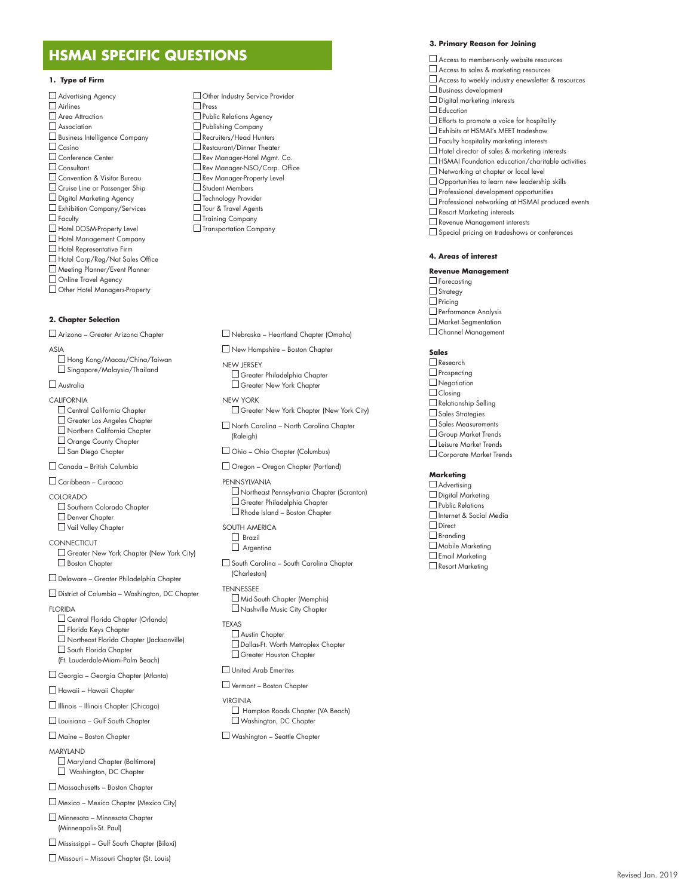# HSMAI SPECIFIC QUESTIONS

### 1. Type of Firm

- ☐ Advertising Agency
- ☐ Airlines
- ☐ Area Attraction
- ☐ Association
- ☐ Business Intelligence Company
- ☐ Casino
- ☐ Conference Center
- ☐ Consultant
- ☐ Convention & Visitor Bureau
- ☐ Cruise Line or Passenger Ship
- ☐ Digital Marketing Agency
- ☐ Exhibition Company/Services
- ☐ Faculty
- ☐ Hotel DOSM-Property Level
- ☐ Hotel Management Company
- ☐ Hotel Representative Firm
- ☐ Hotel Corp/Reg/Nat Sales Office
- ☐ Meeting Planner/Event Planner
- ☐ Online Travel Agency
- ☐ Other Hotel Managers-Property
- ☐ Other Industry Service Provider
- ☐ Press
- ☐ Public Relations Agency
- ☐ Publishing Company
- ☐ Recruiters/Head Hunters
- ☐ Restaurant/Dinner Theater
- ☐ Rev Manager-Hotel Mgmt. Co.
- ☐ Rev Manager-NSO/Corp. Office
- ☐ Rev Manager-Property Level
- ☐ Student Members
- ☐ Technology Provider
- ☐ Tour & Travel Agents
- ☐ Training Company
- ☐ Transportation Company

### 2. Chapter Selection

- ☐ Arizona – Greater Arizona Chapter

ASIA
- ☐ Hong Kong/Macau/China/Taiwan
- ☐ Singapore/Malaysia/Thailand

- ☐ Australia

CALIFORNIA
- ☐ Central California Chapter
- ☐ Greater Los Angeles Chapter
- ☐ Northern California Chapter
- ☐ Orange County Chapter
- ☐ San Diego Chapter

- ☐ Canada – British Columbia
- ☐ Caribbean – Curacao

COLORADO
- ☐ Southern Colorado Chapter
- ☐ Denver Chapter
- ☐ Vail Valley Chapter

CONNECTICUT
- ☐ Greater New York Chapter (New York City)
- ☐ Boston Chapter

- ☐ Delaware – Greater Philadelphia Chapter
- ☐ District of Columbia – Washington, DC Chapter

FLORIDA
- ☐ Central Florida Chapter (Orlando)
- ☐ Florida Keys Chapter
- ☐ Northeast Florida Chapter (Jacksonville)
- ☐ South Florida Chapter (Ft. Lauderdale-Miami-Palm Beach)

- ☐ Georgia – Georgia Chapter (Atlanta)
- ☐ Hawaii – Hawaii Chapter
- ☐ Illinois – Illinois Chapter (Chicago)
- ☐ Louisiana – Gulf South Chapter
- ☐ Maine – Boston Chapter

MARYLAND
- ☐ Maryland Chapter (Baltimore)
- ☐ Washington, DC Chapter

- ☐ Massachusetts – Boston Chapter
- ☐ Mexico – Mexico Chapter (Mexico City)
- ☐ Minnesota – Minnesota Chapter (Minneapolis-St. Paul)
- ☐ Mississippi – Gulf South Chapter (Biloxi)
- ☐ Missouri – Missouri Chapter (St. Louis)
- ☐ Nebraska – Heartland Chapter (Omaha)
- ☐ New Hampshire – Boston Chapter

NEW JERSEY
- ☐ Greater Philadelphia Chapter
- ☐ Greater New York Chapter

NEW YORK
- ☐ Greater New York Chapter (New York City)

- ☐ North Carolina – North Carolina Chapter (Raleigh)
- ☐ Ohio – Ohio Chapter (Columbus)
- ☐ Oregon – Oregon Chapter (Portland)

PENNSYLVANIA
- ☐ Northeast Pennsylvania Chapter (Scranton)
- ☐ Greater Philadelphia Chapter
- ☐ Rhode Island – Boston Chapter

SOUTH AMERICA
- ☐ Brazil
- ☐ Argentina

- ☐ South Carolina – South Carolina Chapter (Charleston)

TENNESSEE
- ☐ Mid-South Chapter (Memphis)
- ☐ Nashville Music City Chapter

TEXAS
- ☐ Austin Chapter
- ☐ Dallas-Ft. Worth Metroplex Chapter
- ☐ Greater Houston Chapter

- ☐ United Arab Emerites
- ☐ Vermont – Boston Chapter

VIRGINIA
- ☐ Hampton Roads Chapter (VA Beach)
- ☐ Washington, DC Chapter

- ☐ Washington – Seattle Chapter

### 3. Primary Reason for Joining

- ☐ Access to members-only website resources
- ☐ Access to sales & marketing resources
- ☐ Access to weekly industry enewsletter & resources
- ☐ Business development
- ☐ Digital marketing interests
- ☐ Education
- ☐ Efforts to promote a voice for hospitality
- ☐ Exhibits at HSMAI's MEET tradeshow
- ☐ Faculty hospitality marketing interests
- ☐ Hotel director of sales & marketing interests
- ☐ HSMAI Foundation education/charitable activities
- ☐ Networking at chapter or local level
- ☐ Opportunities to learn new leadership skills
- ☐ Professional development opportunities
- ☐ Professional networking at HSMAI produced events
- ☐ Resort Marketing interests
- ☐ Revenue Management interests
- ☐ Special pricing on tradeshows or conferences

### 4. Areas of interest

**Revenue Management**
- ☐ Forecasting
- ☐ Strategy
- ☐ Pricing
- ☐ Performance Analysis
- ☐ Market Segmentation
- ☐ Channel Management

**Sales**
- ☐ Research
- ☐ Prospecting
- ☐ Negotiation
- ☐ Closing
- ☐ Relationship Selling
- ☐ Sales Strategies
- ☐ Sales Measurements
- ☐ Group Market Trends
- ☐ Leisure Market Trends
- ☐ Corporate Market Trends

**Marketing**
- ☐ Advertising
- ☐ Digital Marketing
- ☐ Public Relations
- ☐ Internet & Social Media
- ☐ Direct
- ☐ Branding
- ☐ Mobile Marketing
- ☐ Email Marketing
- ☐ Resort Marketing

Revised Jan. 2019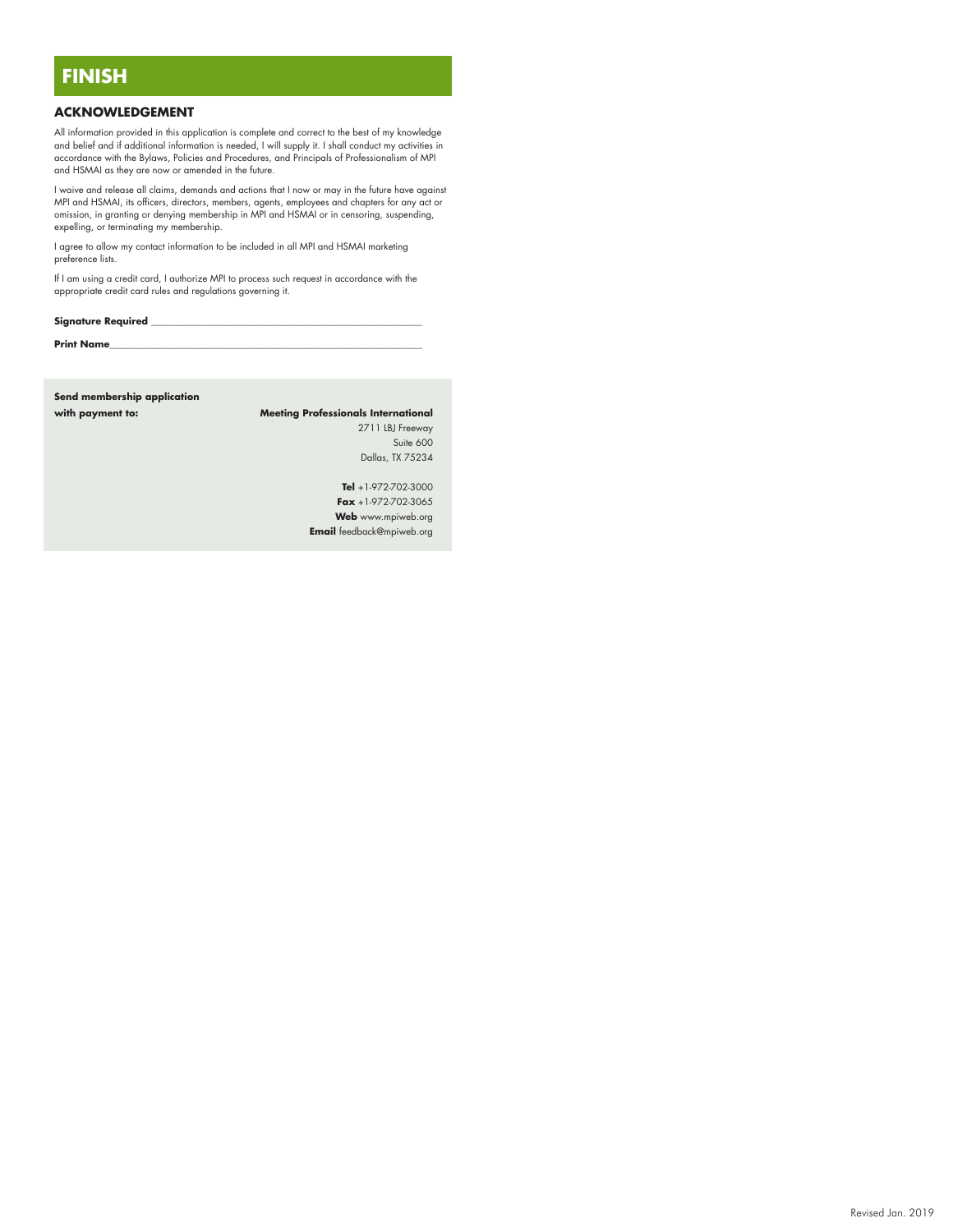# FINISH

## ACKNOWLEDGEMENT

All information provided in this application is complete and correct to the best of my knowledge and belief and if additional information is needed, I will supply it. I shall conduct my activities in accordance with the Bylaws, Policies and Procedures, and Principals of Professionalism of MPI and HSMAI as they are now or amended in the future.

I waive and release all claims, demands and actions that I now or may in the future have against MPI and HSMAI, its officers, directors, members, agents, employees and chapters for any act or omission, in granting or denying membership in MPI and HSMAI or in censoring, suspending, expelling, or terminating my membership.

I agree to allow my contact information to be included in all MPI and HSMAI marketing preference lists.

If I am using a credit card, I authorize MPI to process such request in accordance with the appropriate credit card rules and regulations governing it.

**Signature Required** ____________________________________________________

**Print Name**____________________________________________________________

**Send membership application with payment to:**

**Meeting Professionals International**
2711 LBJ Freeway
Suite 600
Dallas, TX 75234

**Tel** +1-972-702-3000
**Fax** +1-972-702-3065
**Web** www.mpiweb.org
**Email** feedback@mpiweb.org

Revised Jan. 2019